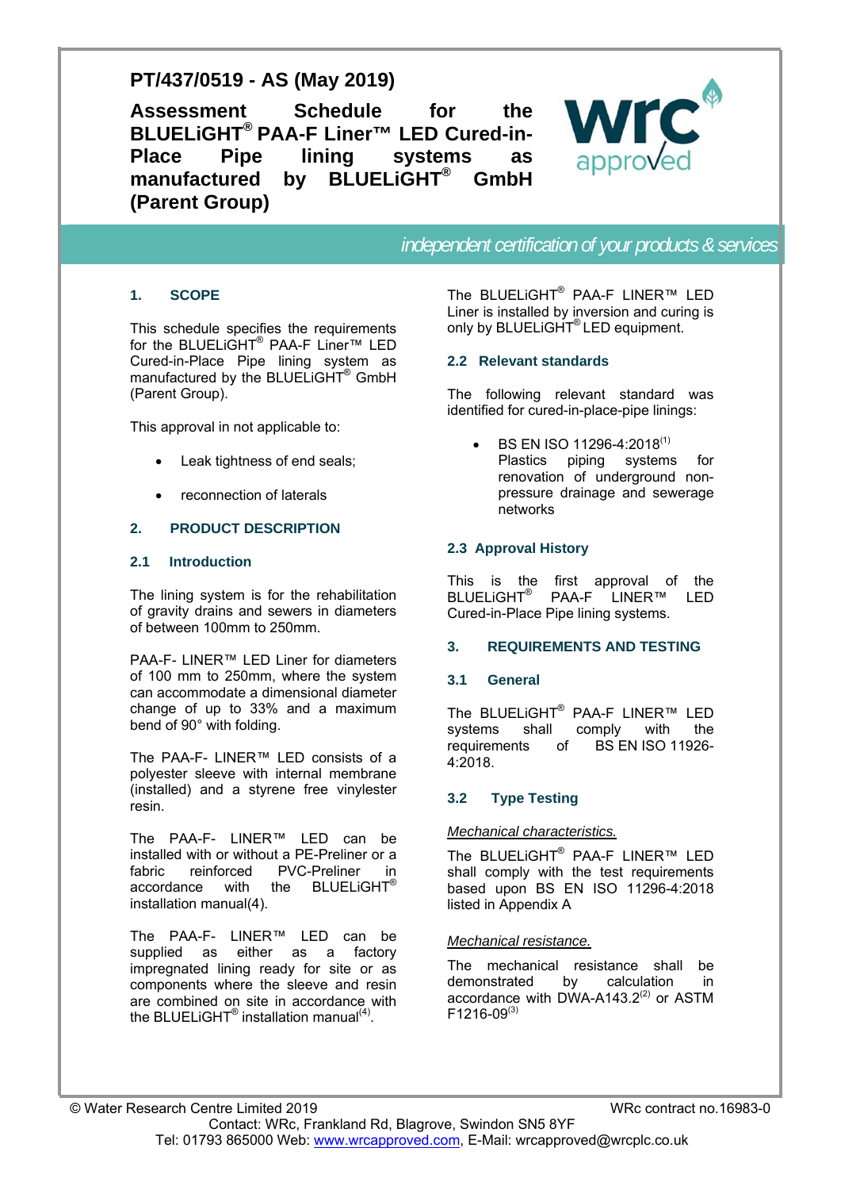# PT/437/0519 - AS (May 2019)

## Assessment Schedule for the BLUELiGHT® PAA-F Liner™ LED Cured-in-Place Pipe lining systems as manufactured by BLUELiGHT® GmbH (Parent Group)

*independent certification of your products & services*

### 1. SCOPE

This schedule specifies the requirements for the BLUELiGHT® PAA-F Liner™ LED Cured-in-Place Pipe lining system as manufactured by the BLUELiGHT® GmbH (Parent Group).

This approval in not applicable to:

- Leak tightness of end seals;
- reconnection of laterals

### 2. PRODUCT DESCRIPTION

#### 2.1 Introduction

The lining system is for the rehabilitation of gravity drains and sewers in diameters of between 100mm to 250mm.

PAA-F- LINER™ LED Liner for diameters of 100 mm to 250mm, where the system can accommodate a dimensional diameter change of up to 33% and a maximum bend of 90° with folding.

The PAA-F- LINER™ LED consists of a polyester sleeve with internal membrane (installed) and a styrene free vinylester resin.

The PAA-F- LINER™ LED can be installed with or without a PE-Preliner or a fabric reinforced PVC-Preliner in accordance with the BLUELiGHT® installation manual(4).

The PAA-F- LINER™ LED can be supplied as either as a factory impregnated lining ready for site or as components where the sleeve and resin are combined on site in accordance with the BLUELiGHT® installation manual[4].

The BLUELiGHT® PAA-F LINER™ LED Liner is installed by inversion and curing is only by BLUELiGHT® LED equipment.

#### 2.2 Relevant standards

The following relevant standard was identified for cured-in-place-pipe linings:

- BS EN ISO 11296-4:2018[1] Plastics piping systems for renovation of underground non-pressure drainage and sewerage networks

#### 2.3 Approval History

This is the first approval of the BLUELiGHT® PAA-F LINER™ LED Cured-in-Place Pipe lining systems.

### 3. REQUIREMENTS AND TESTING

#### 3.1 General

The BLUELiGHT® PAA-F LINER™ LED systems shall comply with the requirements of BS EN ISO 11926-4:2018.

#### 3.2 Type Testing

*Mechanical characteristics.*

The BLUELiGHT® PAA-F LINER™ LED shall comply with the test requirements based upon BS EN ISO 11296-4:2018 listed in Appendix A

*Mechanical resistance.*

The mechanical resistance shall be demonstrated by calculation in accordance with DWA-A143.2[2] or ASTM F1216-09[3]

© Water Research Centre Limited 2019 — WRc contract no.16983-0
Contact: WRc, Frankland Rd, Blagrove, Swindon SN5 8YF
Tel: 01793 865000 Web: www.wrcapproved.com, E-Mail: wrcapproved@wrcplc.co.uk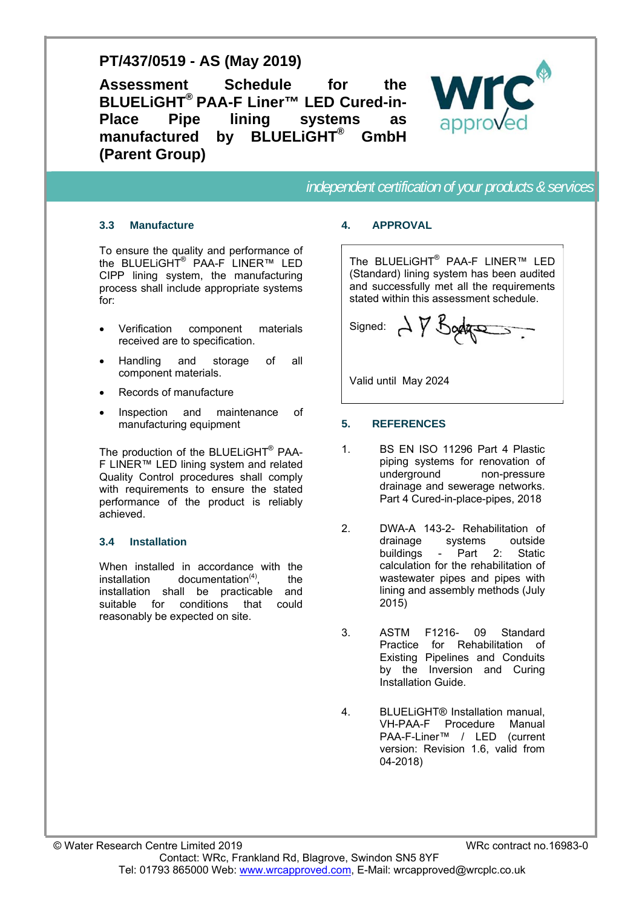# PT/437/0519 - AS (May 2019)

## Assessment Schedule for the BLUELiGHT® PAA-F Liner™ LED Cured-in-Place Pipe lining systems as manufactured by BLUELiGHT® GmbH (Parent Group)

### 3.3 Manufacture

To ensure the quality and performance of the BLUELiGHT® PAA-F LINER™ LED CIPP lining system, the manufacturing process shall include appropriate systems for:

- Verification component materials received are to specification.
- Handling and storage of all component materials.
- Records of manufacture
- Inspection and maintenance of manufacturing equipment

The production of the BLUELiGHT® PAA-F LINER™ LED lining system and related Quality Control procedures shall comply with requirements to ensure the stated performance of the product is reliably achieved.

### 3.4 Installation

When installed in accordance with the installation documentation[(4)], the installation shall be practicable and suitable for conditions that could reasonably be expected on site.

### 4. APPROVAL

The BLUELiGHT® PAA-F LINER™ LED (Standard) lining system has been audited and successfully met all the requirements stated within this assessment schedule.

Signed: J V Bodge

Valid until May 2024

### 5. REFERENCES

1. BS EN ISO 11296 Part 4 Plastic piping systems for renovation of underground non-pressure drainage and sewerage networks. Part 4 Cured-in-place-pipes, 2018

2. DWA-A 143-2- Rehabilitation of drainage systems outside buildings - Part 2: Static calculation for the rehabilitation of wastewater pipes and pipes with lining and assembly methods (July 2015)

3. ASTM F1216- 09 Standard Practice for Rehabilitation of Existing Pipelines and Conduits by the Inversion and Curing Installation Guide.

4. BLUELiGHT® Installation manual, VH-PAA-F Procedure Manual PAA-F-Liner™ / LED (current version: Revision 1.6, valid from 04-2018)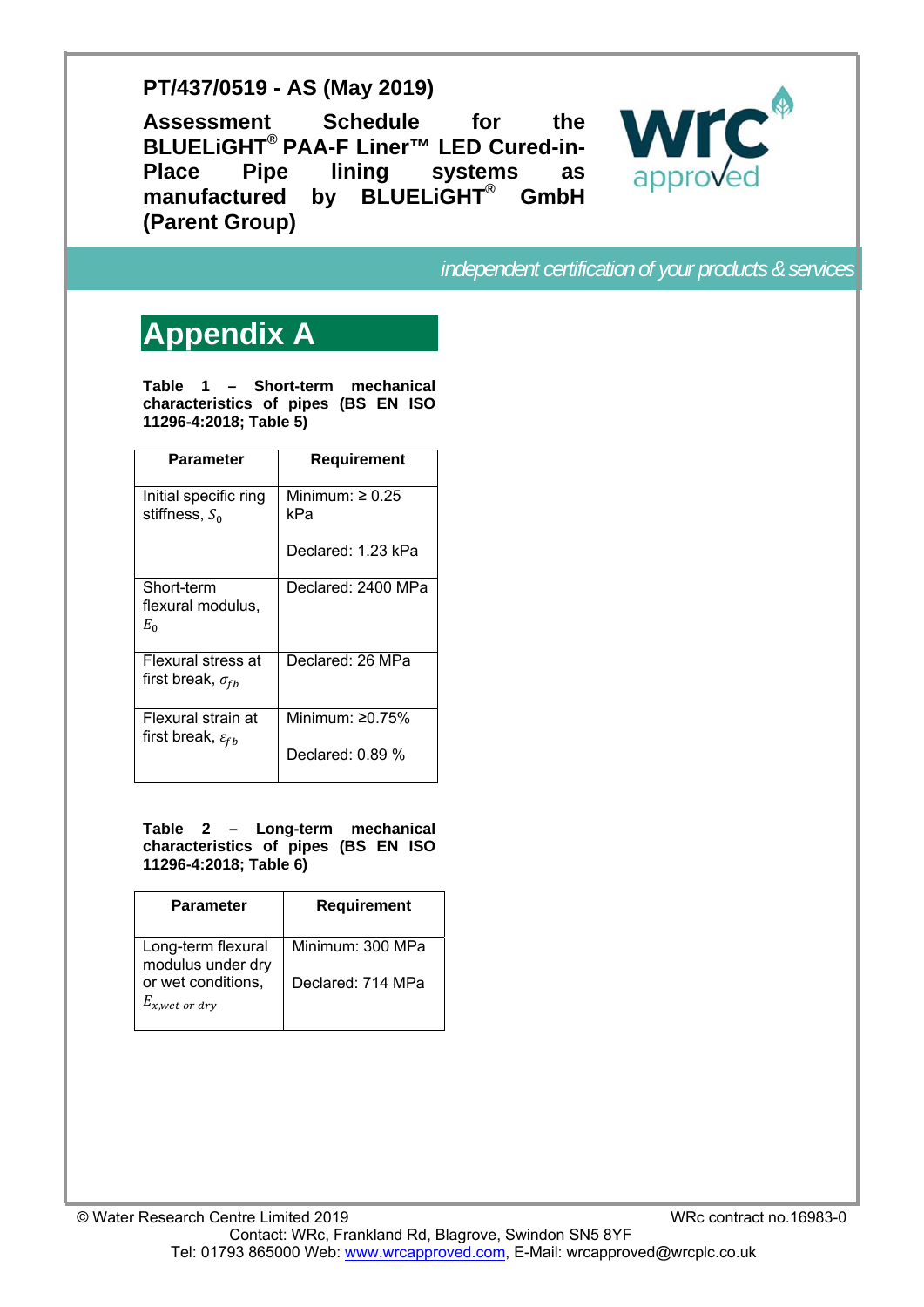## Appendix A

**Table 1 – Short-term mechanical characteristics of pipes (BS EN ISO 11296-4:2018; Table 5)**

| Parameter | Requirement |
|---|---|
| Initial specific ring stiffness, $S_0$ | Minimum: ≥ 0.25 kPa<br><br>Declared: 1.23 kPa |
| Short-term flexural modulus, $E_0$ | Declared: 2400 MPa |
| Flexural stress at first break, $\sigma_{fb}$ | Declared: 26 MPa |
| Flexural strain at first break, $\varepsilon_{fb}$ | Minimum: ≥0.75%<br><br>Declared: 0.89 % |

**Table 2 – Long-term mechanical characteristics of pipes (BS EN ISO 11296-4:2018; Table 6)**

| Parameter | Requirement |
|---|---|
| Long-term flexural modulus under dry or wet conditions, $E_{x,wet\ or\ dry}$ | Minimum: 300 MPa<br><br>Declared: 714 MPa |